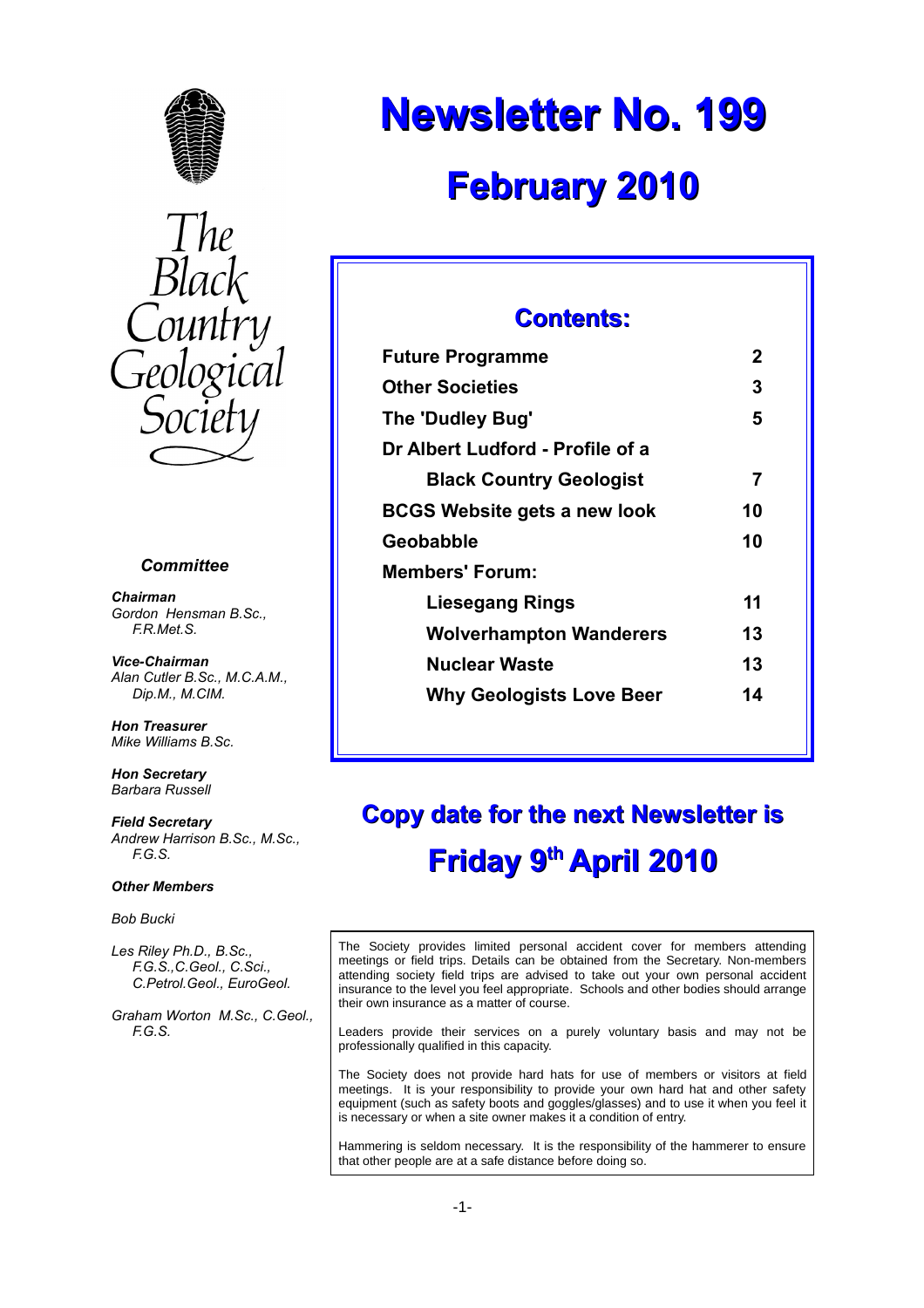# Newsletter No. 199

## February 2010

The Black Country Geological Society

### Committee

***Chairman***
*Gordon Hensman B.Sc., F.R.Met.S.*

***Vice-Chairman***
*Alan Cutler B.Sc., M.C.A.M., Dip.M., M.CIM.*

***Hon Treasurer***
*Mike Williams B.Sc.*

***Hon Secretary***
*Barbara Russell*

***Field Secretary***
*Andrew Harrison B.Sc., M.Sc., F.G.S.*

***Other Members***

*Bob Bucki*

*Les Riley Ph.D., B.Sc., F.G.S.,C.Geol., C.Sci., C.Petrol.Geol., EuroGeol.*

*Graham Worton M.Sc., C.Geol., F.G.S.*

### Contents:

| | |
|---|---|
| **Future Programme** | **2** |
| **Other Societies** | **3** |
| **The 'Dudley Bug'** | **5** |
| **Dr Albert Ludford - Profile of a Black Country Geologist** | **7** |
| **BCGS Website gets a new look** | **10** |
| **Geobabble** | **10** |
| **Members' Forum:** | |
| **Liesegang Rings** | **11** |
| **Wolverhampton Wanderers** | **13** |
| **Nuclear Waste** | **13** |
| **Why Geologists Love Beer** | **14** |

## Copy date for the next Newsletter is Friday 9th April 2010

The Society provides limited personal accident cover for members attending meetings or field trips. Details can be obtained from the Secretary. Non-members attending society field trips are advised to take out your own personal accident insurance to the level you feel appropriate. Schools and other bodies should arrange their own insurance as a matter of course.

Leaders provide their services on a purely voluntary basis and may not be professionally qualified in this capacity.

The Society does not provide hard hats for use of members or visitors at field meetings. It is your responsibility to provide your own hard hat and other safety equipment (such as safety boots and goggles/glasses) and to use it when you feel it is necessary or when a site owner makes it a condition of entry.

Hammering is seldom necessary. It is the responsibility of the hammerer to ensure that other people are at a safe distance before doing so.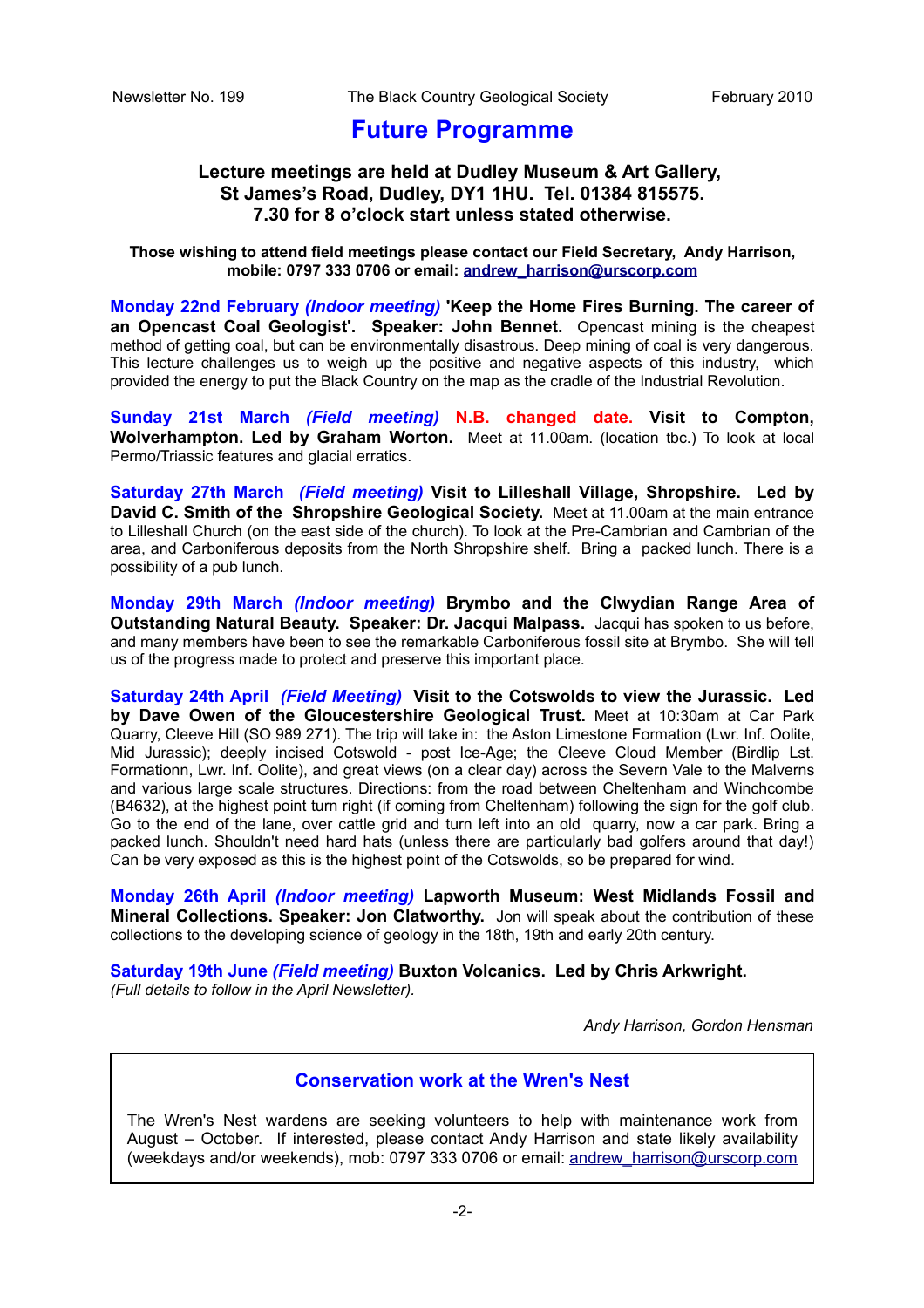# Future Programme

**Lecture meetings are held at Dudley Museum & Art Gallery, St James's Road, Dudley, DY1 1HU. Tel. 01384 815575. 7.30 for 8 o'clock start unless stated otherwise.**

**Those wishing to attend field meetings please contact our Field Secretary, Andy Harrison, mobile: 0797 333 0706 or email: andrew_harrison@urscorp.com**

**Monday 22nd February *(Indoor meeting)* 'Keep the Home Fires Burning. The career of an Opencast Coal Geologist'. Speaker: John Bennet.** Opencast mining is the cheapest method of getting coal, but can be environmentally disastrous. Deep mining of coal is very dangerous. This lecture challenges us to weigh up the positive and negative aspects of this industry, which provided the energy to put the Black Country on the map as the cradle of the Industrial Revolution.

**Sunday 21st March *(Field meeting)* N.B. changed date. Visit to Compton, Wolverhampton. Led by Graham Worton.** Meet at 11.00am. (location tbc.) To look at local Permo/Triassic features and glacial erratics.

**Saturday 27th March *(Field meeting)* Visit to Lilleshall Village, Shropshire. Led by David C. Smith of the Shropshire Geological Society.** Meet at 11.00am at the main entrance to Lilleshall Church (on the east side of the church). To look at the Pre-Cambrian and Cambrian of the area, and Carboniferous deposits from the North Shropshire shelf. Bring a packed lunch. There is a possibility of a pub lunch.

**Monday 29th March *(Indoor meeting)* Brymbo and the Clwydian Range Area of Outstanding Natural Beauty. Speaker: Dr. Jacqui Malpass.** Jacqui has spoken to us before, and many members have been to see the remarkable Carboniferous fossil site at Brymbo. She will tell us of the progress made to protect and preserve this important place.

**Saturday 24th April *(Field Meeting)* Visit to the Cotswolds to view the Jurassic. Led by Dave Owen of the Gloucestershire Geological Trust.** Meet at 10:30am at Car Park Quarry, Cleeve Hill (SO 989 271). The trip will take in: the Aston Limestone Formation (Lwr. Inf. Oolite, Mid Jurassic); deeply incised Cotswold - post Ice-Age; the Cleeve Cloud Member (Birdlip Lst. Formationn, Lwr. Inf. Oolite), and great views (on a clear day) across the Severn Vale to the Malverns and various large scale structures. Directions: from the road between Cheltenham and Winchcombe (B4632), at the highest point turn right (if coming from Cheltenham) following the sign for the golf club. Go to the end of the lane, over cattle grid and turn left into an old quarry, now a car park. Bring a packed lunch. Shouldn't need hard hats (unless there are particularly bad golfers around that day!) Can be very exposed as this is the highest point of the Cotswolds, so be prepared for wind.

**Monday 26th April *(Indoor meeting)* Lapworth Museum: West Midlands Fossil and Mineral Collections. Speaker: Jon Clatworthy.** Jon will speak about the contribution of these collections to the developing science of geology in the 18th, 19th and early 20th century.

**Saturday 19th June *(Field meeting)* Buxton Volcanics. Led by Chris Arkwright.**
*(Full details to follow in the April Newsletter).*

*Andy Harrison, Gordon Hensman*

## Conservation work at the Wren's Nest

The Wren's Nest wardens are seeking volunteers to help with maintenance work from August – October. If interested, please contact Andy Harrison and state likely availability (weekdays and/or weekends), mob: 0797 333 0706 or email: andrew_harrison@urscorp.com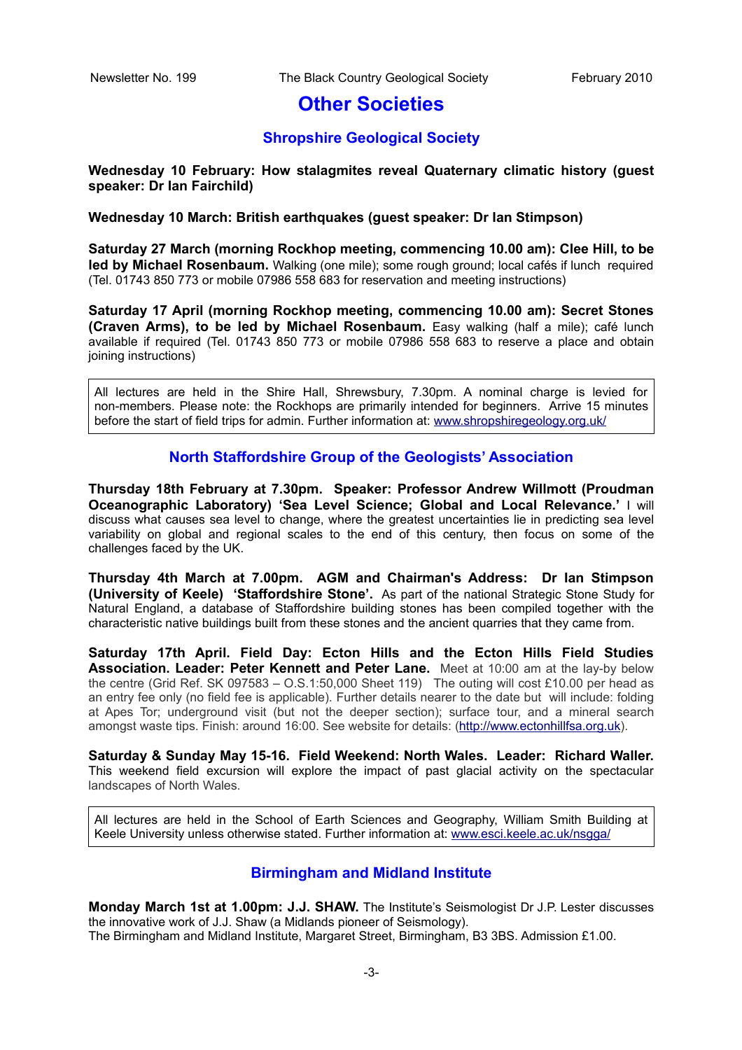# Other Societies

## Shropshire Geological Society

**Wednesday 10 February: How stalagmites reveal Quaternary climatic history (guest speaker: Dr Ian Fairchild)**

**Wednesday 10 March: British earthquakes (guest speaker: Dr Ian Stimpson)**

**Saturday 27 March (morning Rockhop meeting, commencing 10.00 am): Clee Hill, to be led by Michael Rosenbaum.** Walking (one mile); some rough ground; local cafés if lunch required (Tel. 01743 850 773 or mobile 07986 558 683 for reservation and meeting instructions)

**Saturday 17 April (morning Rockhop meeting, commencing 10.00 am): Secret Stones (Craven Arms), to be led by Michael Rosenbaum.** Easy walking (half a mile); café lunch available if required (Tel. 01743 850 773 or mobile 07986 558 683 to reserve a place and obtain joining instructions)

> All lectures are held in the Shire Hall, Shrewsbury, 7.30pm. A nominal charge is levied for non-members. Please note: the Rockhops are primarily intended for beginners. Arrive 15 minutes before the start of field trips for admin. Further information at: www.shropshiregeology.org.uk/

## North Staffordshire Group of the Geologists' Association

**Thursday 18th February at 7.30pm. Speaker: Professor Andrew Willmott (Proudman Oceanographic Laboratory) 'Sea Level Science; Global and Local Relevance.'** I will discuss what causes sea level to change, where the greatest uncertainties lie in predicting sea level variability on global and regional scales to the end of this century, then focus on some of the challenges faced by the UK.

**Thursday 4th March at 7.00pm. AGM and Chairman's Address: Dr Ian Stimpson (University of Keele) 'Staffordshire Stone'.** As part of the national Strategic Stone Study for Natural England, a database of Staffordshire building stones has been compiled together with the characteristic native buildings built from these stones and the ancient quarries that they came from.

**Saturday 17th April. Field Day: Ecton Hills and the Ecton Hills Field Studies Association. Leader: Peter Kennett and Peter Lane.** Meet at 10:00 am at the lay-by below the centre (Grid Ref. SK 097583 – O.S.1:50,000 Sheet 119) The outing will cost £10.00 per head as an entry fee only (no field fee is applicable). Further details nearer to the date but will include: folding at Apes Tor; underground visit (but not the deeper section); surface tour, and a mineral search amongst waste tips. Finish: around 16:00. See website for details: (http://www.ectonhillfsa.org.uk).

**Saturday & Sunday May 15-16. Field Weekend: North Wales. Leader: Richard Waller.** This weekend field excursion will explore the impact of past glacial activity on the spectacular landscapes of North Wales.

> All lectures are held in the School of Earth Sciences and Geography, William Smith Building at Keele University unless otherwise stated. Further information at: www.esci.keele.ac.uk/nsgga/

## Birmingham and Midland Institute

**Monday March 1st at 1.00pm: J.J. SHAW.** The Institute's Seismologist Dr J.P. Lester discusses the innovative work of J.J. Shaw (a Midlands pioneer of Seismology).
The Birmingham and Midland Institute, Margaret Street, Birmingham, B3 3BS. Admission £1.00.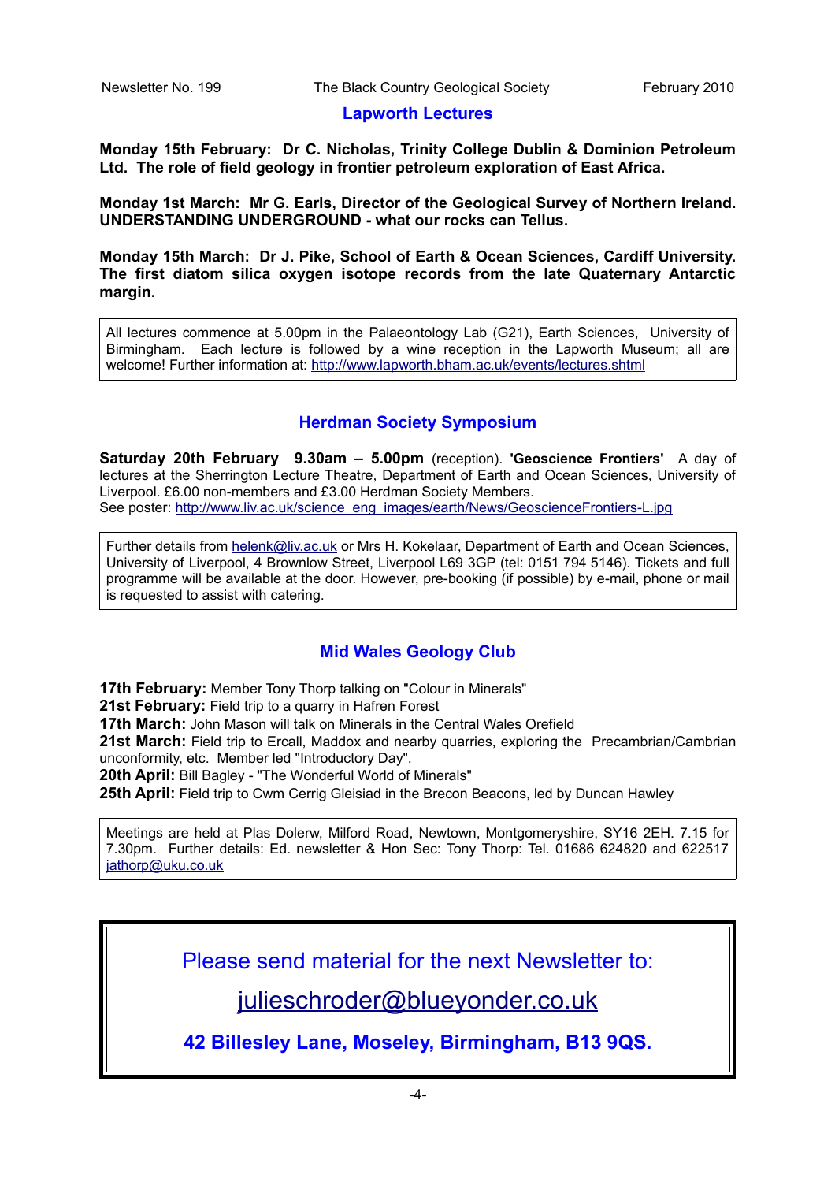## Lapworth Lectures

**Monday 15th February: Dr C. Nicholas, Trinity College Dublin & Dominion Petroleum Ltd. The role of field geology in frontier petroleum exploration of East Africa.**

**Monday 1st March: Mr G. Earls, Director of the Geological Survey of Northern Ireland. UNDERSTANDING UNDERGROUND - what our rocks can Tellus.**

**Monday 15th March: Dr J. Pike, School of Earth & Ocean Sciences, Cardiff University. The first diatom silica oxygen isotope records from the late Quaternary Antarctic margin.**

All lectures commence at 5.00pm in the Palaeontology Lab (G21), Earth Sciences, University of Birmingham. Each lecture is followed by a wine reception in the Lapworth Museum; all are welcome! Further information at: http://www.lapworth.bham.ac.uk/events/lectures.shtml

## Herdman Society Symposium

**Saturday 20th February 9.30am – 5.00pm** (reception). **'Geoscience Frontiers'** A day of lectures at the Sherrington Lecture Theatre, Department of Earth and Ocean Sciences, University of Liverpool. £6.00 non-members and £3.00 Herdman Society Members.
See poster: http://www.liv.ac.uk/science_eng_images/earth/News/GeoscienceFrontiers-L.jpg

Further details from helenk@liv.ac.uk or Mrs H. Kokelaar, Department of Earth and Ocean Sciences, University of Liverpool, 4 Brownlow Street, Liverpool L69 3GP (tel: 0151 794 5146). Tickets and full programme will be available at the door. However, pre-booking (if possible) by e-mail, phone or mail is requested to assist with catering.

## Mid Wales Geology Club

**17th February:** Member Tony Thorp talking on "Colour in Minerals"
**21st February:** Field trip to a quarry in Hafren Forest
**17th March:** John Mason will talk on Minerals in the Central Wales Orefield
**21st March:** Field trip to Ercall, Maddox and nearby quarries, exploring the Precambrian/Cambrian unconformity, etc. Member led "Introductory Day".
**20th April:** Bill Bagley - "The Wonderful World of Minerals"
**25th April:** Field trip to Cwm Cerrig Gleisiad in the Brecon Beacons, led by Duncan Hawley

Meetings are held at Plas Dolerw, Milford Road, Newtown, Montgomeryshire, SY16 2EH. 7.15 for 7.30pm. Further details: Ed. newsletter & Hon Sec: Tony Thorp: Tel. 01686 624820 and 622517 jathorp@uku.co.uk

Please send material for the next Newsletter to:

julieschroder@blueyonder.co.uk

**42 Billesley Lane, Moseley, Birmingham, B13 9QS.**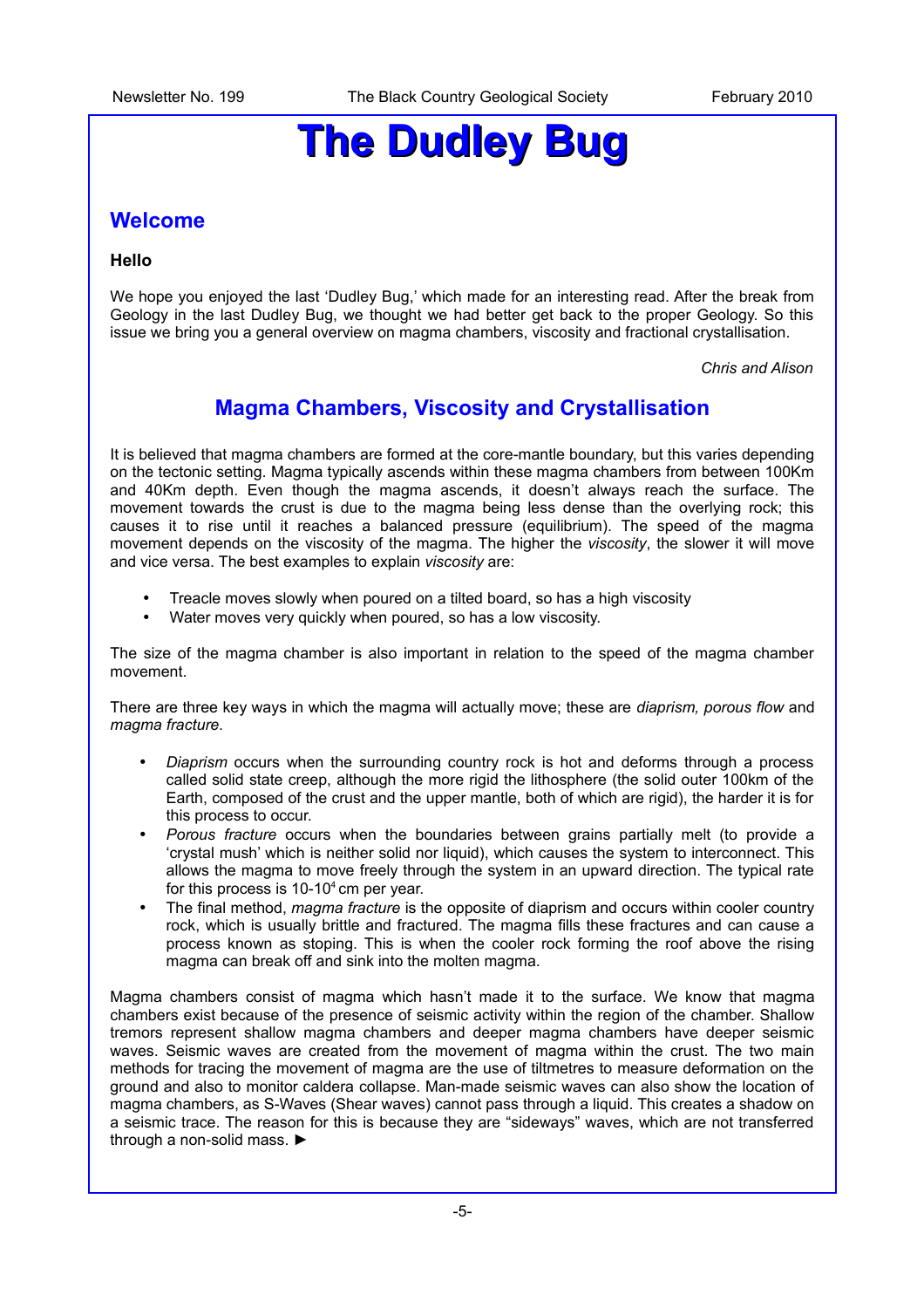# The Dudley Bug

## Welcome

**Hello**

We hope you enjoyed the last 'Dudley Bug,' which made for an interesting read. After the break from Geology in the last Dudley Bug, we thought we had better get back to the proper Geology. So this issue we bring you a general overview on magma chambers, viscosity and fractional crystallisation.

*Chris and Alison*

## Magma Chambers, Viscosity and Crystallisation

It is believed that magma chambers are formed at the core-mantle boundary, but this varies depending on the tectonic setting. Magma typically ascends within these magma chambers from between 100Km and 40Km depth. Even though the magma ascends, it doesn't always reach the surface. The movement towards the crust is due to the magma being less dense than the overlying rock; this causes it to rise until it reaches a balanced pressure (equilibrium). The speed of the magma movement depends on the viscosity of the magma. The higher the *viscosity*, the slower it will move and vice versa. The best examples to explain *viscosity* are:

- Treacle moves slowly when poured on a tilted board, so has a high viscosity
- Water moves very quickly when poured, so has a low viscosity.

The size of the magma chamber is also important in relation to the speed of the magma chamber movement.

There are three key ways in which the magma will actually move; these are *diaprism, porous flow* and *magma fracture*.

- *Diaprism* occurs when the surrounding country rock is hot and deforms through a process called solid state creep, although the more rigid the lithosphere (the solid outer 100km of the Earth, composed of the crust and the upper mantle, both of which are rigid), the harder it is for this process to occur.
- *Porous fracture* occurs when the boundaries between grains partially melt (to provide a 'crystal mush' which is neither solid nor liquid), which causes the system to interconnect. This allows the magma to move freely through the system in an upward direction. The typical rate for this process is $10\text{-}10^4$ cm per year.
- The final method, *magma fracture* is the opposite of diaprism and occurs within cooler country rock, which is usually brittle and fractured. The magma fills these fractures and can cause a process known as stoping. This is when the cooler rock forming the roof above the rising magma can break off and sink into the molten magma.

Magma chambers consist of magma which hasn't made it to the surface. We know that magma chambers exist because of the presence of seismic activity within the region of the chamber. Shallow tremors represent shallow magma chambers and deeper magma chambers have deeper seismic waves. Seismic waves are created from the movement of magma within the crust. The two main methods for tracing the movement of magma are the use of tiltmetres to measure deformation on the ground and also to monitor caldera collapse. Man-made seismic waves can also show the location of magma chambers, as S-Waves (Shear waves) cannot pass through a liquid. This creates a shadow on a seismic trace. The reason for this is because they are "sideways" waves, which are not transferred through a non-solid mass. ►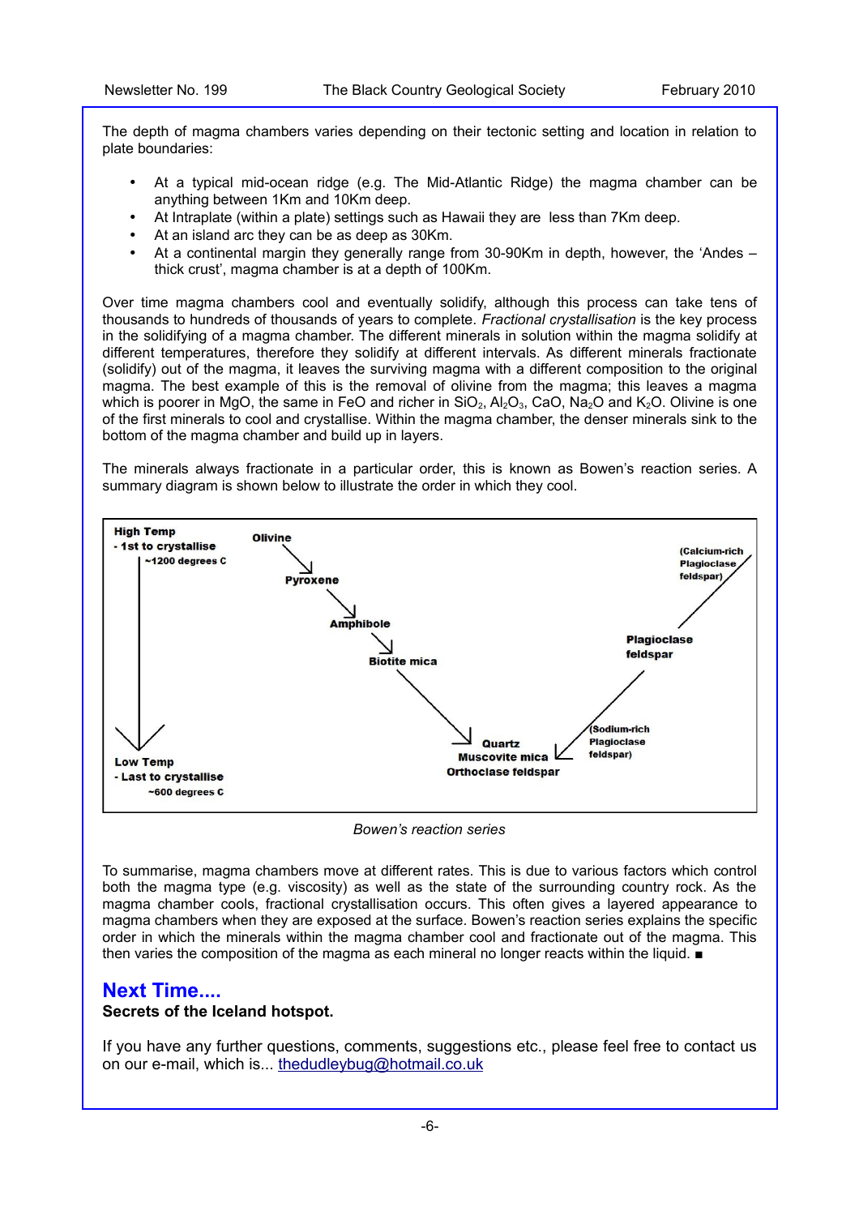The depth of magma chambers varies depending on their tectonic setting and location in relation to plate boundaries:

- At a typical mid-ocean ridge (e.g. The Mid-Atlantic Ridge) the magma chamber can be anything between 1Km and 10Km deep.
- At Intraplate (within a plate) settings such as Hawaii they are less than 7Km deep.
- At an island arc they can be as deep as 30Km.
- At a continental margin they generally range from 30-90Km in depth, however, the 'Andes – thick crust', magma chamber is at a depth of 100Km.

Over time magma chambers cool and eventually solidify, although this process can take tens of thousands to hundreds of thousands of years to complete. *Fractional crystallisation* is the key process in the solidifying of a magma chamber. The different minerals in solution within the magma solidify at different temperatures, therefore they solidify at different intervals. As different minerals fractionate (solidify) out of the magma, it leaves the surviving magma with a different composition to the original magma. The best example of this is the removal of olivine from the magma; this leaves a magma which is poorer in MgO, the same in FeO and richer in $SiO_2$, $Al_2O_3$, CaO, $Na_2O$ and $K_2O$. Olivine is one of the first minerals to cool and crystallise. Within the magma chamber, the denser minerals sink to the bottom of the magma chamber and build up in layers.

The minerals always fractionate in a particular order, this is known as Bowen's reaction series. A summary diagram is shown below to illustrate the order in which they cool.

**High Temp** - 1st to crystallise ~1200 degrees C

Olivine → Pyroxene → Amphibole → Biotite mica →

(Calcium-rich Plagioclase feldspar) → Plagioclase feldspar → (Sodium-rich Plagioclase feldspar) →

Quartz, Muscovite mica, Orthoclase feldspar

**Low Temp** - Last to crystallise ~600 degrees C

*Bowen's reaction series*

To summarise, magma chambers move at different rates. This is due to various factors which control both the magma type (e.g. viscosity) as well as the state of the surrounding country rock. As the magma chamber cools, fractional crystallisation occurs. This often gives a layered appearance to magma chambers when they are exposed at the surface. Bowen's reaction series explains the specific order in which the minerals within the magma chamber cool and fractionate out of the magma. This then varies the composition of the magma as each mineral no longer reacts within the liquid. ■

## Next Time....

**Secrets of the Iceland hotspot.**

If you have any further questions, comments, suggestions etc., please feel free to contact us on our e-mail, which is... thedudleybug@hotmail.co.uk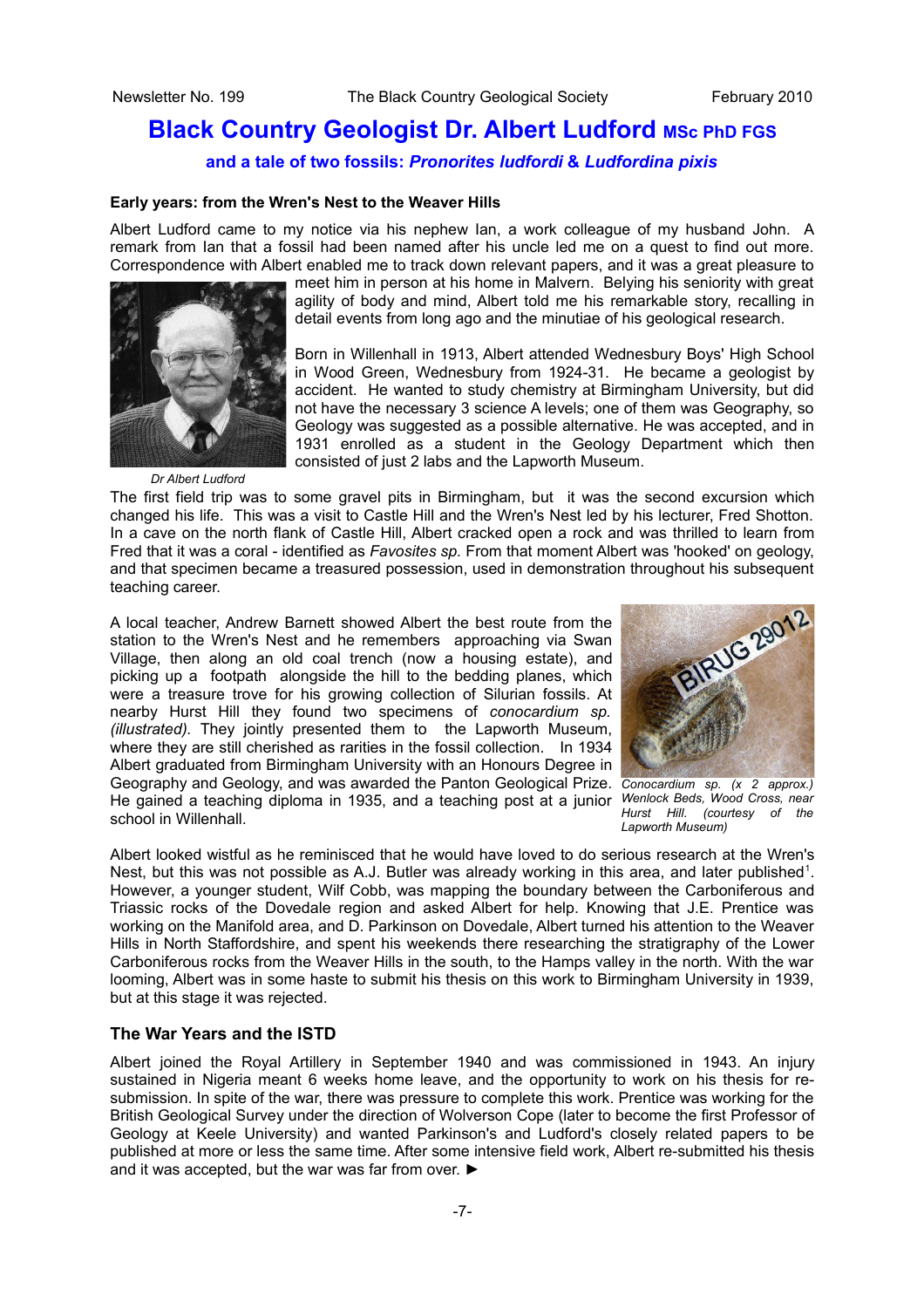# Black Country Geologist Dr. Albert Ludford MSc PhD FGS

### and a tale of two fossils: *Pronorites ludfordi* & *Ludfordina pixis*

**Early years: from the Wren's Nest to the Weaver Hills**

Albert Ludford came to my notice via his nephew Ian, a work colleague of my husband John. A remark from Ian that a fossil had been named after his uncle led me on a quest to find out more. Correspondence with Albert enabled me to track down relevant papers, and it was a great pleasure to meet him in person at his home in Malvern. Belying his seniority with great agility of body and mind, Albert told me his remarkable story, recalling in detail events from long ago and the minutiae of his geological research.

*Dr Albert Ludford*

Born in Willenhall in 1913, Albert attended Wednesbury Boys' High School in Wood Green, Wednesbury from 1924-31. He became a geologist by accident. He wanted to study chemistry at Birmingham University, but did not have the necessary 3 science A levels; one of them was Geography, so Geology was suggested as a possible alternative. He was accepted, and in 1931 enrolled as a student in the Geology Department which then consisted of just 2 labs and the Lapworth Museum.

The first field trip was to some gravel pits in Birmingham, but it was the second excursion which changed his life. This was a visit to Castle Hill and the Wren's Nest led by his lecturer, Fred Shotton. In a cave on the north flank of Castle Hill, Albert cracked open a rock and was thrilled to learn from Fred that it was a coral - identified as *Favosites sp.* From that moment Albert was 'hooked' on geology, and that specimen became a treasured possession, used in demonstration throughout his subsequent teaching career.

A local teacher, Andrew Barnett showed Albert the best route from the station to the Wren's Nest and he remembers approaching via Swan Village, then along an old coal trench (now a housing estate), and picking up a footpath alongside the hill to the bedding planes, which were a treasure trove for his growing collection of Silurian fossils. At nearby Hurst Hill they found two specimens of *conocardium sp. (illustrated).* They jointly presented them to the Lapworth Museum, where they are still cherished as rarities in the fossil collection. In 1934 Albert graduated from Birmingham University with an Honours Degree in Geography and Geology, and was awarded the Panton Geological Prize. He gained a teaching diploma in 1935, and a teaching post at a junior school in Willenhall.

*Conocardium sp. (x 2 approx.) Wenlock Beds, Wood Cross, near Hurst Hill. (courtesy of the Lapworth Museum)*

Albert looked wistful as he reminisced that he would have loved to do serious research at the Wren's Nest, but this was not possible as A.J. Butler was already working in this area, and later published[1]. However, a younger student, Wilf Cobb, was mapping the boundary between the Carboniferous and Triassic rocks of the Dovedale region and asked Albert for help. Knowing that J.E. Prentice was working on the Manifold area, and D. Parkinson on Dovedale, Albert turned his attention to the Weaver Hills in North Staffordshire, and spent his weekends there researching the stratigraphy of the Lower Carboniferous rocks from the Weaver Hills in the south, to the Hamps valley in the north. With the war looming, Albert was in some haste to submit his thesis on this work to Birmingham University in 1939, but at this stage it was rejected.

## The War Years and the ISTD

Albert joined the Royal Artillery in September 1940 and was commissioned in 1943. An injury sustained in Nigeria meant 6 weeks home leave, and the opportunity to work on his thesis for re-submission. In spite of the war, there was pressure to complete this work. Prentice was working for the British Geological Survey under the direction of Wolverson Cope (later to become the first Professor of Geology at Keele University) and wanted Parkinson's and Ludford's closely related papers to be published at more or less the same time. After some intensive field work, Albert re-submitted his thesis and it was accepted, but the war was far from over. ►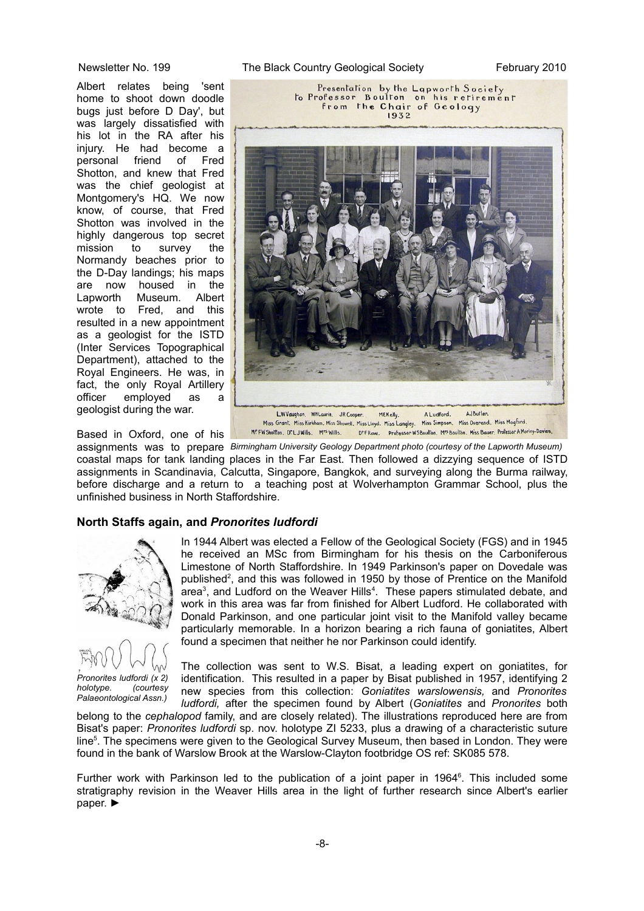Albert relates being 'sent home to shoot down doodle bugs just before D Day', but was largely dissatisfied with his lot in the RA after his injury. He had become a personal friend of Fred Shotton, and knew that Fred was the chief geologist at Montgomery's HQ. We now know, of course, that Fred Shotton was involved in the highly dangerous top secret mission to survey the Normandy beaches prior to the D-Day landings; his maps are now housed in the Lapworth Museum. Albert wrote to Fred, and this resulted in a new appointment as a geologist for the ISTD (Inter Services Topographical Department), attached to the Royal Engineers. He was, in fact, the only Royal Artillery officer employed as a geologist during the war.

Presentation by the Lapworth Society to Professor Boulton on his retirement from the Chair of Geology 1932

L.W.Vaughan. W.H.Lowrie. J.R.Cooper. M.E.Kelly. A.Ludford. A.J.Butler.
Miss Grant. Miss Kirkham. Miss Showell. Miss Lloyd. Miss Langley. Miss Simpson. Miss Overend. Miss Mogford.
Mr F.W.Shotton. Dr L.J.Wills. Mrs Wills. Dr F.Raw. Professor W.S.Boulton. Mrs Boulton. Miss Bauer. Professor A.Morley-Davies.

*Birmingham University Geology Department photo (courtesy of the Lapworth Museum)*

Based in Oxford, one of his assignments was to prepare coastal maps for tank landing places in the Far East. Then followed a dizzying sequence of ISTD assignments in Scandinavia, Calcutta, Singapore, Bangkok, and surveying along the Burma railway, before discharge and a return to a teaching post at Wolverhampton Grammar School, plus the unfinished business in North Staffordshire.

### North Staffs again, and *Pronorites ludfordi*

*Pronorites ludfordi (x 2) holotype. (courtesy Palaeontological Assn.)*

In 1944 Albert was elected a Fellow of the Geological Society (FGS) and in 1945 he received an MSc from Birmingham for his thesis on the Carboniferous Limestone of North Staffordshire. In 1949 Parkinson's paper on Dovedale was published[2], and this was followed in 1950 by those of Prentice on the Manifold area[3], and Ludford on the Weaver Hills[4]. These papers stimulated debate, and work in this area was far from finished for Albert Ludford. He collaborated with Donald Parkinson, and one particular joint visit to the Manifold valley became particularly memorable. In a horizon bearing a rich fauna of goniatites, Albert found a specimen that neither he nor Parkinson could identify.

The collection was sent to W.S. Bisat, a leading expert on goniatites, for identification. This resulted in a paper by Bisat published in 1957, identifying 2 new species from this collection: *Goniatites warslowensis,* and *Pronorites ludfordi,* after the specimen found by Albert (*Goniatites* and *Pronorites* both belong to the *cephalopod* family, and are closely related). The illustrations reproduced here are from Bisat's paper: *Pronorites ludfordi* sp. nov. holotype ZI 5233, plus a drawing of a characteristic suture line[5]. The specimens were given to the Geological Survey Museum, then based in London. They were found in the bank of Warslow Brook at the Warslow-Clayton footbridge OS ref: SK085 578.

Further work with Parkinson led to the publication of a joint paper in 1964[6]. This included some stratigraphy revision in the Weaver Hills area in the light of further research since Albert's earlier paper. ►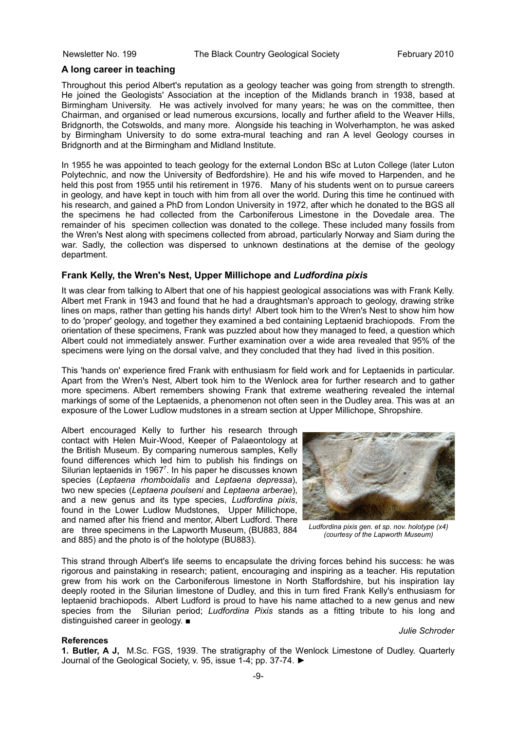## A long career in teaching

Throughout this period Albert's reputation as a geology teacher was going from strength to strength. He joined the Geologists' Association at the inception of the Midlands branch in 1938, based at Birmingham University. He was actively involved for many years; he was on the committee, then Chairman, and organised or lead numerous excursions, locally and further afield to the Weaver Hills, Bridgnorth, the Cotswolds, and many more. Alongside his teaching in Wolverhampton, he was asked by Birmingham University to do some extra-mural teaching and ran A level Geology courses in Bridgnorth and at the Birmingham and Midland Institute.

In 1955 he was appointed to teach geology for the external London BSc at Luton College (later Luton Polytechnic, and now the University of Bedfordshire). He and his wife moved to Harpenden, and he held this post from 1955 until his retirement in 1976. Many of his students went on to pursue careers in geology, and have kept in touch with him from all over the world. During this time he continued with his research, and gained a PhD from London University in 1972, after which he donated to the BGS all the specimens he had collected from the Carboniferous Limestone in the Dovedale area. The remainder of his specimen collection was donated to the college. These included many fossils from the Wren's Nest along with specimens collected from abroad, particularly Norway and Siam during the war. Sadly, the collection was dispersed to unknown destinations at the demise of the geology department.

## Frank Kelly, the Wren's Nest, Upper Millichope and *Ludfordina pixis*

It was clear from talking to Albert that one of his happiest geological associations was with Frank Kelly. Albert met Frank in 1943 and found that he had a draughtsman's approach to geology, drawing strike lines on maps, rather than getting his hands dirty! Albert took him to the Wren's Nest to show him how to do 'proper' geology, and together they examined a bed containing Leptaenid brachiopods. From the orientation of these specimens, Frank was puzzled about how they managed to feed, a question which Albert could not immediately answer. Further examination over a wide area revealed that 95% of the specimens were lying on the dorsal valve, and they concluded that they had lived in this position.

This 'hands on' experience fired Frank with enthusiasm for field work and for Leptaenids in particular. Apart from the Wren's Nest, Albert took him to the Wenlock area for further research and to gather more specimens. Albert remembers showing Frank that extreme weathering revealed the internal markings of some of the Leptaenids, a phenomenon not often seen in the Dudley area. This was at an exposure of the Lower Ludlow mudstones in a stream section at Upper Millichope, Shropshire.

Albert encouraged Kelly to further his research through contact with Helen Muir-Wood, Keeper of Palaeontology at the British Museum. By comparing numerous samples, Kelly found differences which led him to publish his findings on Silurian leptaenids in 1967[7]. In his paper he discusses known species (*Leptaena rhomboidalis* and *Leptaena depressa*), two new species (*Leptaena poulseni* and *Leptaena arberae*), and a new genus and its type species, *Ludfordina pixis*, found in the Lower Ludlow Mudstones, Upper Millichope, and named after his friend and mentor, Albert Ludford. There are three specimens in the Lapworth Museum, (BU883, 884 and 885) and the photo is of the holotype (BU883).

*Ludfordina pixis gen. et sp. nov. holotype (x4) (courtesy of the Lapworth Museum)*

This strand through Albert's life seems to encapsulate the driving forces behind his success: he was rigorous and painstaking in research; patient, encouraging and inspiring as a teacher. His reputation grew from his work on the Carboniferous limestone in North Staffordshire, but his inspiration lay deeply rooted in the Silurian limestone of Dudley, and this in turn fired Frank Kelly's enthusiasm for leptaenid brachiopods. Albert Ludford is proud to have his name attached to a new genus and new species from the Silurian period; *Ludfordina Pixis* stands as a fitting tribute to his long and distinguished career in geology. ■

*Julie Schroder*

### References

**1. Butler, A J,** M.Sc. FGS, 1939. The stratigraphy of the Wenlock Limestone of Dudley. Quarterly Journal of the Geological Society, v. 95, issue 1-4; pp. 37-74. ►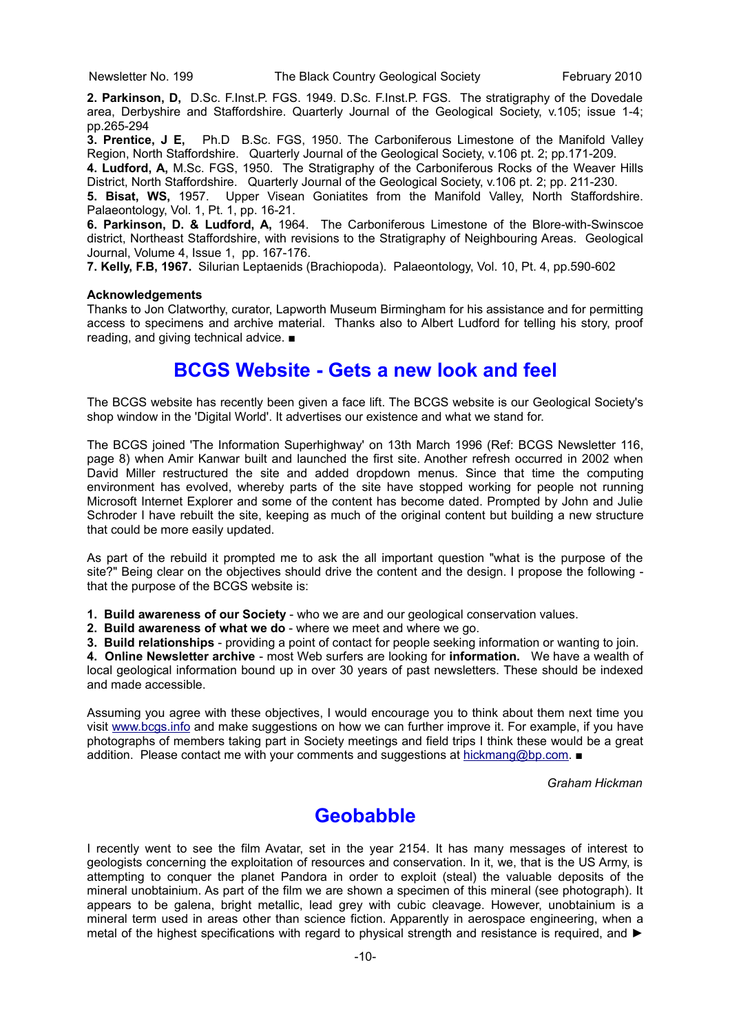**2. Parkinson, D,** D.Sc. F.Inst.P. FGS. 1949. D.Sc. F.Inst.P. FGS. The stratigraphy of the Dovedale area, Derbyshire and Staffordshire. Quarterly Journal of the Geological Society, v.105; issue 1-4; pp.265-294

**3. Prentice, J E,** Ph.D B.Sc. FGS, 1950. The Carboniferous Limestone of the Manifold Valley Region, North Staffordshire. Quarterly Journal of the Geological Society, v.106 pt. 2; pp.171-209.

**4. Ludford, A,** M.Sc. FGS, 1950. The Stratigraphy of the Carboniferous Rocks of the Weaver Hills District, North Staffordshire. Quarterly Journal of the Geological Society, v.106 pt. 2; pp. 211-230.

**5. Bisat, WS,** 1957. Upper Visean Goniatites from the Manifold Valley, North Staffordshire. Palaeontology, Vol. 1, Pt. 1, pp. 16-21.

**6. Parkinson, D. & Ludford, A,** 1964. The Carboniferous Limestone of the Blore-with-Swinscoe district, Northeast Staffordshire, with revisions to the Stratigraphy of Neighbouring Areas. Geological Journal, Volume 4, Issue 1, pp. 167-176.

**7. Kelly, F.B, 1967.** Silurian Leptaenids (Brachiopoda). Palaeontology, Vol. 10, Pt. 4, pp.590-602

**Acknowledgements**

Thanks to Jon Clatworthy, curator, Lapworth Museum Birmingham for his assistance and for permitting access to specimens and archive material. Thanks also to Albert Ludford for telling his story, proof reading, and giving technical advice. ■

## BCGS Website - Gets a new look and feel

The BCGS website has recently been given a face lift. The BCGS website is our Geological Society's shop window in the 'Digital World'. It advertises our existence and what we stand for.

The BCGS joined 'The Information Superhighway' on 13th March 1996 (Ref: BCGS Newsletter 116, page 8) when Amir Kanwar built and launched the first site. Another refresh occurred in 2002 when David Miller restructured the site and added dropdown menus. Since that time the computing environment has evolved, whereby parts of the site have stopped working for people not running Microsoft Internet Explorer and some of the content has become dated. Prompted by John and Julie Schroder I have rebuilt the site, keeping as much of the original content but building a new structure that could be more easily updated.

As part of the rebuild it prompted me to ask the all important question "what is the purpose of the site?" Being clear on the objectives should drive the content and the design. I propose the following - that the purpose of the BCGS website is:

1. **Build awareness of our Society** - who we are and our geological conservation values.
2. **Build awareness of what we do** - where we meet and where we go.
3. **Build relationships** - providing a point of contact for people seeking information or wanting to join.
4. **Online Newsletter archive** - most Web surfers are looking for **information.** We have a wealth of local geological information bound up in over 30 years of past newsletters. These should be indexed and made accessible.

Assuming you agree with these objectives, I would encourage you to think about them next time you visit www.bcgs.info and make suggestions on how we can further improve it. For example, if you have photographs of members taking part in Society meetings and field trips I think these would be a great addition. Please contact me with your comments and suggestions at hickmang@bp.com. ■

*Graham Hickman*

## Geobabble

I recently went to see the film Avatar, set in the year 2154. It has many messages of interest to geologists concerning the exploitation of resources and conservation. In it, we, that is the US Army, is attempting to conquer the planet Pandora in order to exploit (steal) the valuable deposits of the mineral unobtainium. As part of the film we are shown a specimen of this mineral (see photograph). It appears to be galena, bright metallic, lead grey with cubic cleavage. However, unobtainium is a mineral term used in areas other than science fiction. Apparently in aerospace engineering, when a metal of the highest specifications with regard to physical strength and resistance is required, and ►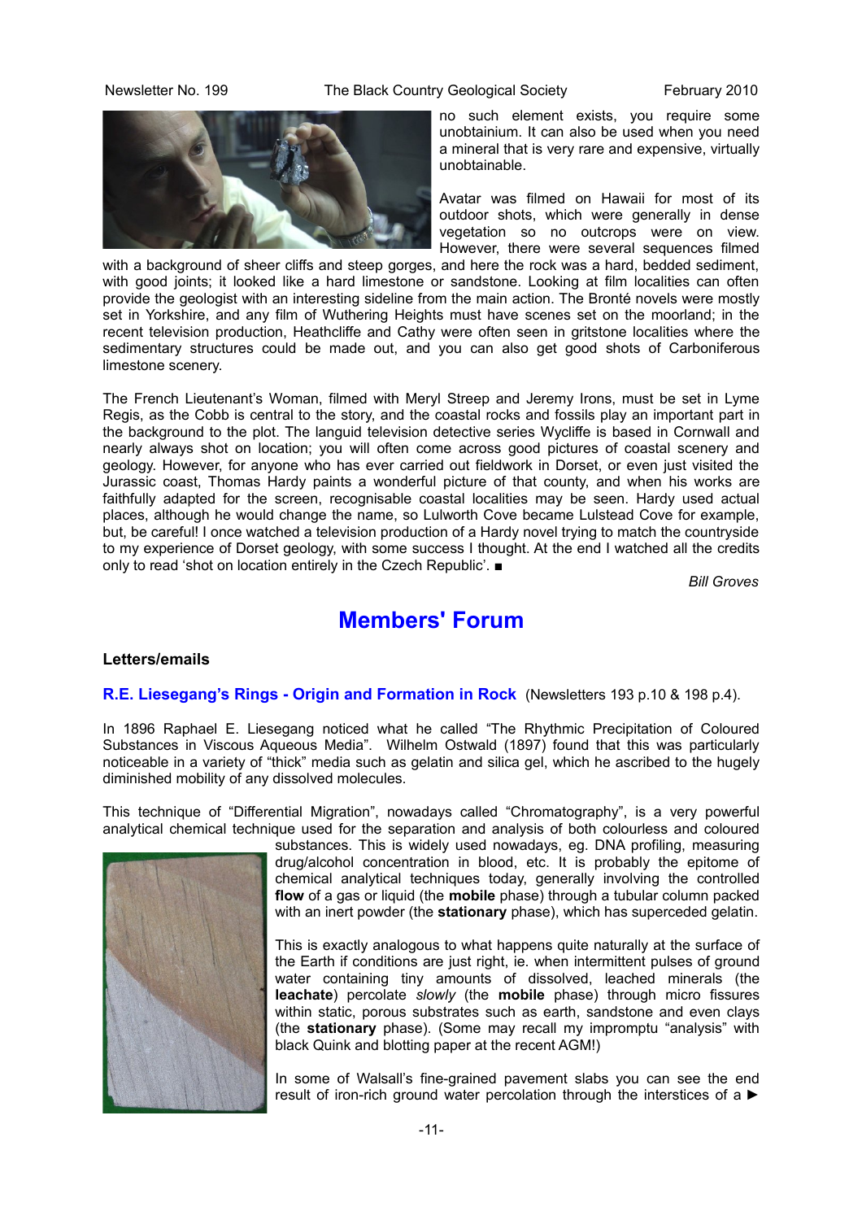no such element exists, you require some unobtainium. It can also be used when you need a mineral that is very rare and expensive, virtually unobtainable.

Avatar was filmed on Hawaii for most of its outdoor shots, which were generally in dense vegetation so no outcrops were on view. However, there were several sequences filmed with a background of sheer cliffs and steep gorges, and here the rock was a hard, bedded sediment, with good joints; it looked like a hard limestone or sandstone. Looking at film localities can often provide the geologist with an interesting sideline from the main action. The Brontë novels were mostly set in Yorkshire, and any film of Wuthering Heights must have scenes set on the moorland; in the recent television production, Heathcliffe and Cathy were often seen in gritstone localities where the sedimentary structures could be made out, and you can also get good shots of Carboniferous limestone scenery.

The French Lieutenant's Woman, filmed with Meryl Streep and Jeremy Irons, must be set in Lyme Regis, as the Cobb is central to the story, and the coastal rocks and fossils play an important part in the background to the plot. The languid television detective series Wycliffe is based in Cornwall and nearly always shot on location; you will often come across good pictures of coastal scenery and geology. However, for anyone who has ever carried out fieldwork in Dorset, or even just visited the Jurassic coast, Thomas Hardy paints a wonderful picture of that county, and when his works are faithfully adapted for the screen, recognisable coastal localities may be seen. Hardy used actual places, although he would change the name, so Lulworth Cove became Lulstead Cove for example, but, be careful! I once watched a television production of a Hardy novel trying to match the countryside to my experience of Dorset geology, with some success I thought. At the end I watched all the credits only to read 'shot on location entirely in the Czech Republic'. ■

*Bill Groves*

# Members' Forum

**Letters/emails**

**R.E. Liesegang's Rings - Origin and Formation in Rock** (Newsletters 193 p.10 & 198 p.4).

In 1896 Raphael E. Liesegang noticed what he called "The Rhythmic Precipitation of Coloured Substances in Viscous Aqueous Media". Wilhelm Ostwald (1897) found that this was particularly noticeable in a variety of "thick" media such as gelatin and silica gel, which he ascribed to the hugely diminished mobility of any dissolved molecules.

This technique of "Differential Migration", nowadays called "Chromatography", is a very powerful analytical chemical technique used for the separation and analysis of both colourless and coloured substances. This is widely used nowadays, eg. DNA profiling, measuring drug/alcohol concentration in blood, etc. It is probably the epitome of chemical analytical techniques today, generally involving the controlled **flow** of a gas or liquid (the **mobile** phase) through a tubular column packed with an inert powder (the **stationary** phase), which has superceded gelatin.

This is exactly analogous to what happens quite naturally at the surface of the Earth if conditions are just right, ie. when intermittent pulses of ground water containing tiny amounts of dissolved, leached minerals (the **leachate**) percolate *slowly* (the **mobile** phase) through micro fissures within static, porous substrates such as earth, sandstone and even clays (the **stationary** phase). (Some may recall my impromptu "analysis" with black Quink and blotting paper at the recent AGM!)

In some of Walsall's fine-grained pavement slabs you can see the end result of iron-rich ground water percolation through the interstices of a ►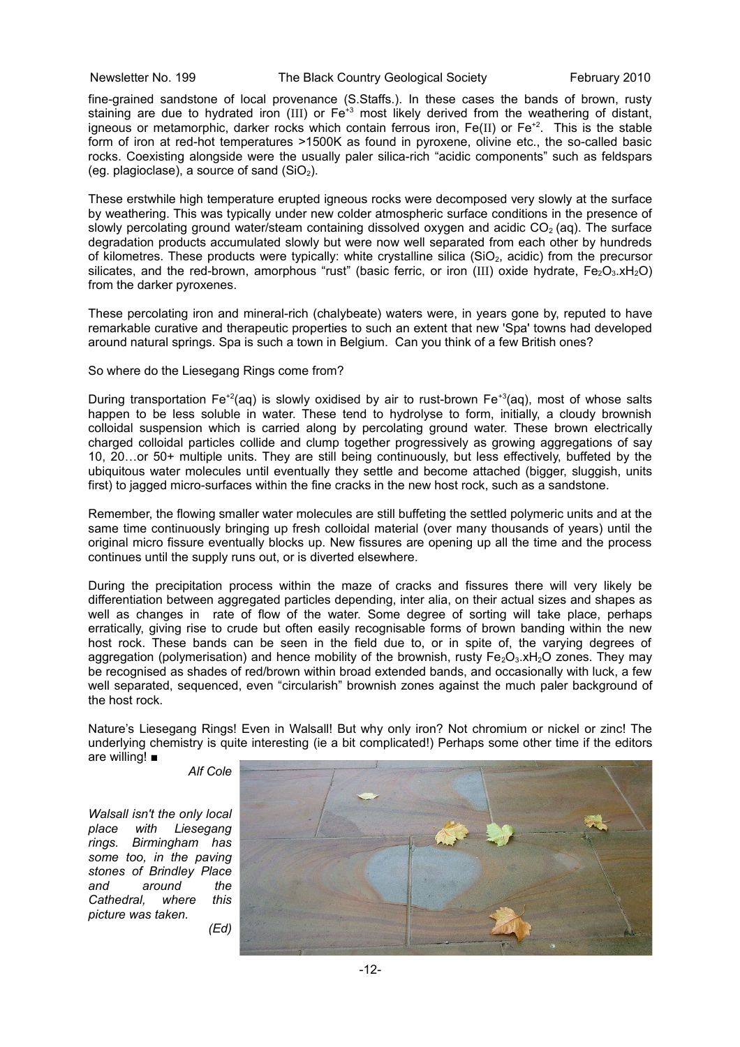fine-grained sandstone of local provenance (S.Staffs.). In these cases the bands of brown, rusty staining are due to hydrated iron (III) or $Fe^{+3}$ most likely derived from the weathering of distant, igneous or metamorphic, darker rocks which contain ferrous iron, Fe(II) or $Fe^{+2}$. This is the stable form of iron at red-hot temperatures >1500K as found in pyroxene, olivine etc., the so-called basic rocks. Coexisting alongside were the usually paler silica-rich "acidic components" such as feldspars (eg. plagioclase), a source of sand ($SiO_2$).

These erstwhile high temperature erupted igneous rocks were decomposed very slowly at the surface by weathering. This was typically under new colder atmospheric surface conditions in the presence of slowly percolating ground water/steam containing dissolved oxygen and acidic $CO_2$ (aq). The surface degradation products accumulated slowly but were now well separated from each other by hundreds of kilometres. These products were typically: white crystalline silica ($SiO_2$, acidic) from the precursor silicates, and the red-brown, amorphous "rust" (basic ferric, or iron (III) oxide hydrate, $Fe_2O_3.xH_2O$) from the darker pyroxenes.

These percolating iron and mineral-rich (chalybeate) waters were, in years gone by, reputed to have remarkable curative and therapeutic properties to such an extent that new 'Spa' towns had developed around natural springs. Spa is such a town in Belgium. Can you think of a few British ones?

So where do the Liesegang Rings come from?

During transportation $Fe^{+2}$(aq) is slowly oxidised by air to rust-brown $Fe^{+3}$(aq), most of whose salts happen to be less soluble in water. These tend to hydrolyse to form, initially, a cloudy brownish colloidal suspension which is carried along by percolating ground water. These brown electrically charged colloidal particles collide and clump together progressively as growing aggregations of say 10, 20…or 50+ multiple units. They are still being continuously, but less effectively, buffeted by the ubiquitous water molecules until eventually they settle and become attached (bigger, sluggish, units first) to jagged micro-surfaces within the fine cracks in the new host rock, such as a sandstone.

Remember, the flowing smaller water molecules are still buffeting the settled polymeric units and at the same time continuously bringing up fresh colloidal material (over many thousands of years) until the original micro fissure eventually blocks up. New fissures are opening up all the time and the process continues until the supply runs out, or is diverted elsewhere.

During the precipitation process within the maze of cracks and fissures there will very likely be differentiation between aggregated particles depending, inter alia, on their actual sizes and shapes as well as changes in rate of flow of the water. Some degree of sorting will take place, perhaps erratically, giving rise to crude but often easily recognisable forms of brown banding within the new host rock. These bands can be seen in the field due to, or in spite of, the varying degrees of aggregation (polymerisation) and hence mobility of the brownish, rusty $Fe_2O_3.xH_2O$ zones. They may be recognised as shades of red/brown within broad extended bands, and occasionally with luck, a few well separated, sequenced, even "circularish" brownish zones against the much paler background of the host rock.

Nature's Liesegang Rings! Even in Walsall! But why only iron? Not chromium or nickel or zinc! The underlying chemistry is quite interesting (ie a bit complicated!) Perhaps some other time if the editors are willing! ■

*Alf Cole*

*Walsall isn't the only local place with Liesegang rings. Birmingham has some too, in the paving stones of Brindley Place and around the Cathedral, where this picture was taken.*

*(Ed)*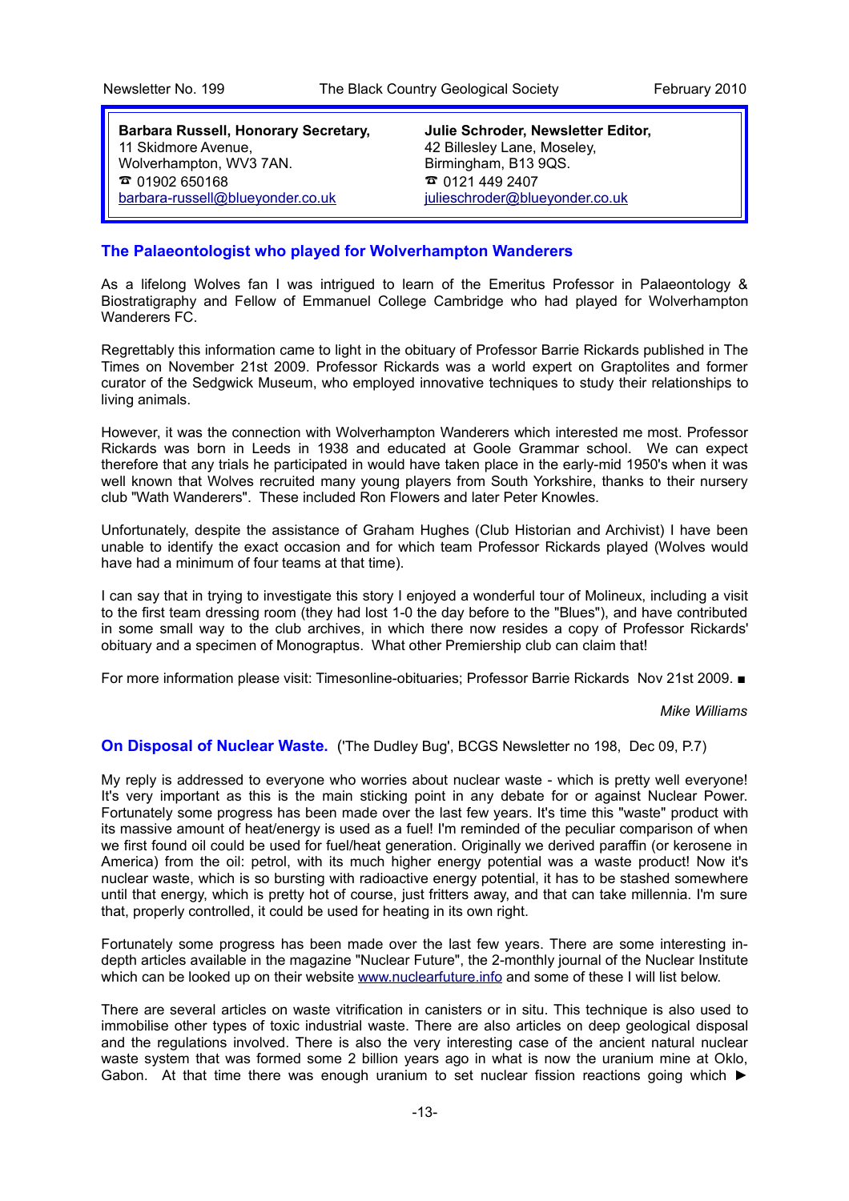| **Barbara Russell, Honorary Secretary,** | **Julie Schroder, Newsletter Editor,** |
| --- | --- |
| 11 Skidmore Avenue, | 42 Billesley Lane, Moseley, |
| Wolverhampton, WV3 7AN. | Birmingham, B13 9QS. |
| ☎ 01902 650168 | ☎ 0121 449 2407 |
| barbara-russell@blueyonder.co.uk | julieschroder@blueyonder.co.uk |

## The Palaeontologist who played for Wolverhampton Wanderers

As a lifelong Wolves fan I was intrigued to learn of the Emeritus Professor in Palaeontology & Biostratigraphy and Fellow of Emmanuel College Cambridge who had played for Wolverhampton Wanderers FC.

Regrettably this information came to light in the obituary of Professor Barrie Rickards published in The Times on November 21st 2009. Professor Rickards was a world expert on Graptolites and former curator of the Sedgwick Museum, who employed innovative techniques to study their relationships to living animals.

However, it was the connection with Wolverhampton Wanderers which interested me most. Professor Rickards was born in Leeds in 1938 and educated at Goole Grammar school. We can expect therefore that any trials he participated in would have taken place in the early-mid 1950's when it was well known that Wolves recruited many young players from South Yorkshire, thanks to their nursery club "Wath Wanderers". These included Ron Flowers and later Peter Knowles.

Unfortunately, despite the assistance of Graham Hughes (Club Historian and Archivist) I have been unable to identify the exact occasion and for which team Professor Rickards played (Wolves would have had a minimum of four teams at that time).

I can say that in trying to investigate this story I enjoyed a wonderful tour of Molineux, including a visit to the first team dressing room (they had lost 1-0 the day before to the "Blues"), and have contributed in some small way to the club archives, in which there now resides a copy of Professor Rickards' obituary and a specimen of Monograptus. What other Premiership club can claim that!

For more information please visit: Timesonline-obituaries; Professor Barrie Rickards Nov 21st 2009. ■

*Mike Williams*

## On Disposal of Nuclear Waste.

('The Dudley Bug', BCGS Newsletter no 198, Dec 09, P.7)

My reply is addressed to everyone who worries about nuclear waste - which is pretty well everyone! It's very important as this is the main sticking point in any debate for or against Nuclear Power. Fortunately some progress has been made over the last few years. It's time this "waste" product with its massive amount of heat/energy is used as a fuel! I'm reminded of the peculiar comparison of when we first found oil could be used for fuel/heat generation. Originally we derived paraffin (or kerosene in America) from the oil: petrol, with its much higher energy potential was a waste product! Now it's nuclear waste, which is so bursting with radioactive energy potential, it has to be stashed somewhere until that energy, which is pretty hot of course, just fritters away, and that can take millennia. I'm sure that, properly controlled, it could be used for heating in its own right.

Fortunately some progress has been made over the last few years. There are some interesting in-depth articles available in the magazine "Nuclear Future", the 2-monthly journal of the Nuclear Institute which can be looked up on their website www.nuclearfuture.info and some of these I will list below.

There are several articles on waste vitrification in canisters or in situ. This technique is also used to immobilise other types of toxic industrial waste. There are also articles on deep geological disposal and the regulations involved. There is also the very interesting case of the ancient natural nuclear waste system that was formed some 2 billion years ago in what is now the uranium mine at Oklo, Gabon. At that time there was enough uranium to set nuclear fission reactions going which ►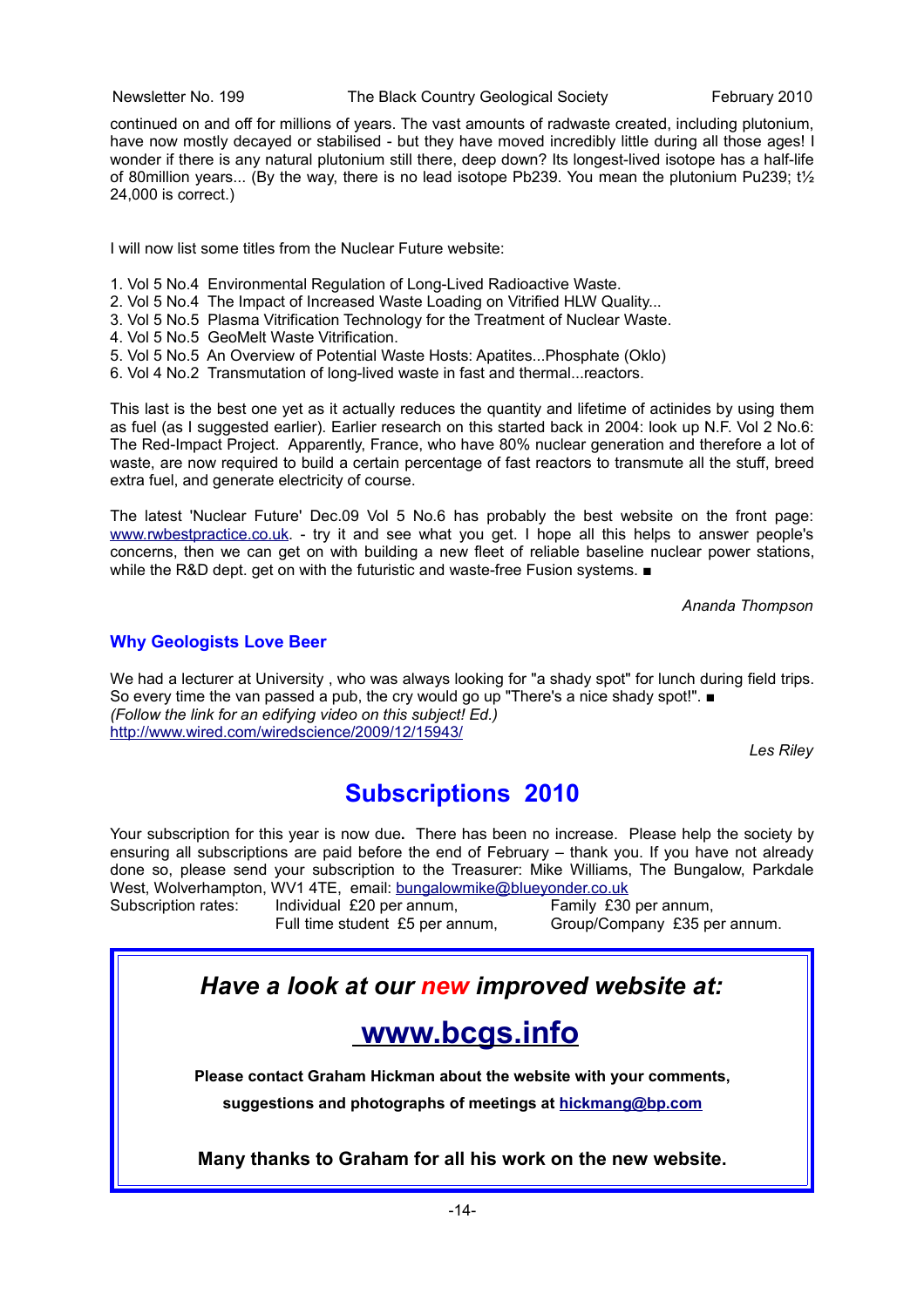continued on and off for millions of years. The vast amounts of radwaste created, including plutonium, have now mostly decayed or stabilised - but they have moved incredibly little during all those ages! I wonder if there is any natural plutonium still there, deep down? Its longest-lived isotope has a half-life of 80million years... (By the way, there is no lead isotope Pb239. You mean the plutonium Pu239; t½ 24,000 is correct.)

I will now list some titles from the Nuclear Future website:

1. Vol 5 No.4  Environmental Regulation of Long-Lived Radioactive Waste.
2. Vol 5 No.4  The Impact of Increased Waste Loading on Vitrified HLW Quality...
3. Vol 5 No.5  Plasma Vitrification Technology for the Treatment of Nuclear Waste.
4. Vol 5 No.5  GeoMelt Waste Vitrification.
5. Vol 5 No.5  An Overview of Potential Waste Hosts: Apatites...Phosphate (Oklo)
6. Vol 4 No.2  Transmutation of long-lived waste in fast and thermal...reactors.

This last is the best one yet as it actually reduces the quantity and lifetime of actinides by using them as fuel (as I suggested earlier). Earlier research on this started back in 2004: look up N.F. Vol 2 No.6: The Red-Impact Project. Apparently, France, who have 80% nuclear generation and therefore a lot of waste, are now required to build a certain percentage of fast reactors to transmute all the stuff, breed extra fuel, and generate electricity of course.

The latest 'Nuclear Future' Dec.09 Vol 5 No.6 has probably the best website on the front page: www.rwbestpractice.co.uk. - try it and see what you get. I hope all this helps to answer people's concerns, then we can get on with building a new fleet of reliable baseline nuclear power stations, while the R&D dept. get on with the futuristic and waste-free Fusion systems. ■

*Ananda Thompson*

### Why Geologists Love Beer

We had a lecturer at University , who was always looking for "a shady spot" for lunch during field trips. So every time the van passed a pub, the cry would go up "There's a nice shady spot!". ■
*(Follow the link for an edifying video on this subject! Ed.)*
http://www.wired.com/wiredscience/2009/12/15943/

*Les Riley*

## Subscriptions 2010

Your subscription for this year is now due**.** There has been no increase. Please help the society by ensuring all subscriptions are paid before the end of February – thank you. If you have not already done so, please send your subscription to the Treasurer: Mike Williams, The Bungalow, Parkdale West, Wolverhampton, WV1 4TE, email: bungalowmike@blueyonder.co.uk

| | | |
|---|---|---|
| Subscription rates: | Individual £20 per annum, | Family £30 per annum, |
| | Full time student £5 per annum, | Group/Company £35 per annum. |

### *Have a look at our new improved website at:*

## www.bcgs.info

**Please contact Graham Hickman about the website with your comments, suggestions and photographs of meetings at hickmang@bp.com**

**Many thanks to Graham for all his work on the new website.**